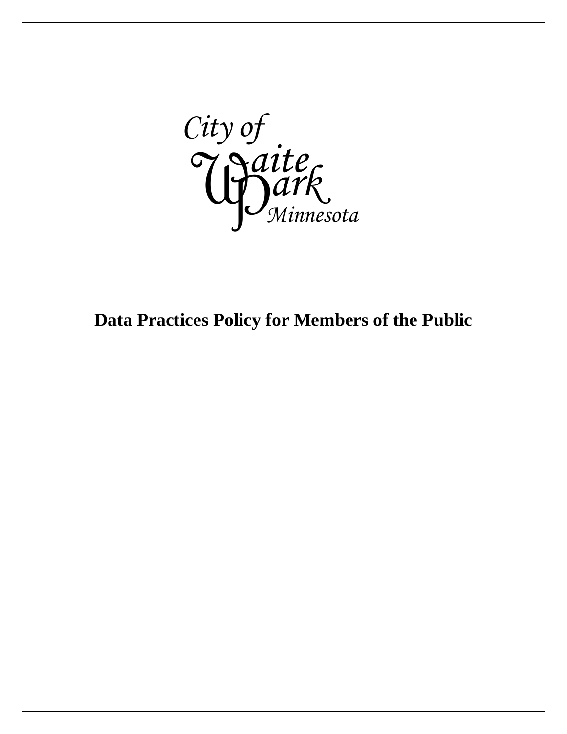City of
Waite
Park
Minnesota

# Data Practices Policy for Members of the Public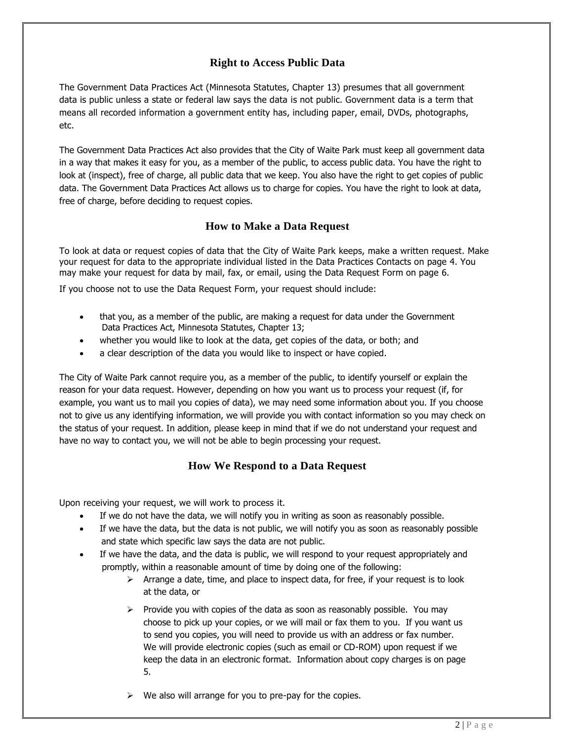## Right to Access Public Data

The Government Data Practices Act (Minnesota Statutes, Chapter 13) presumes that all government data is public unless a state or federal law says the data is not public. Government data is a term that means all recorded information a government entity has, including paper, email, DVDs, photographs, etc.

The Government Data Practices Act also provides that the City of Waite Park must keep all government data in a way that makes it easy for you, as a member of the public, to access public data. You have the right to look at (inspect), free of charge, all public data that we keep. You also have the right to get copies of public data. The Government Data Practices Act allows us to charge for copies. You have the right to look at data, free of charge, before deciding to request copies.

## How to Make a Data Request

To look at data or request copies of data that the City of Waite Park keeps, make a written request. Make your request for data to the appropriate individual listed in the Data Practices Contacts on page 4. You may make your request for data by mail, fax, or email, using the Data Request Form on page 6.

If you choose not to use the Data Request Form, your request should include:

- that you, as a member of the public, are making a request for data under the Government Data Practices Act, Minnesota Statutes, Chapter 13;
- whether you would like to look at the data, get copies of the data, or both; and
- a clear description of the data you would like to inspect or have copied.

The City of Waite Park cannot require you, as a member of the public, to identify yourself or explain the reason for your data request. However, depending on how you want us to process your request (if, for example, you want us to mail you copies of data), we may need some information about you. If you choose not to give us any identifying information, we will provide you with contact information so you may check on the status of your request. In addition, please keep in mind that if we do not understand your request and have no way to contact you, we will not be able to begin processing your request.

## How We Respond to a Data Request

Upon receiving your request, we will work to process it.

- If we do not have the data, we will notify you in writing as soon as reasonably possible.
- If we have the data, but the data is not public, we will notify you as soon as reasonably possible and state which specific law says the data are not public.
- If we have the data, and the data is public, we will respond to your request appropriately and promptly, within a reasonable amount of time by doing one of the following:
  - Arrange a date, time, and place to inspect data, for free, if your request is to look at the data, or
  - Provide you with copies of the data as soon as reasonably possible. You may choose to pick up your copies, or we will mail or fax them to you. If you want us to send you copies, you will need to provide us with an address or fax number. We will provide electronic copies (such as email or CD-ROM) upon request if we keep the data in an electronic format. Information about copy charges is on page 5.
  - We also will arrange for you to pre-pay for the copies.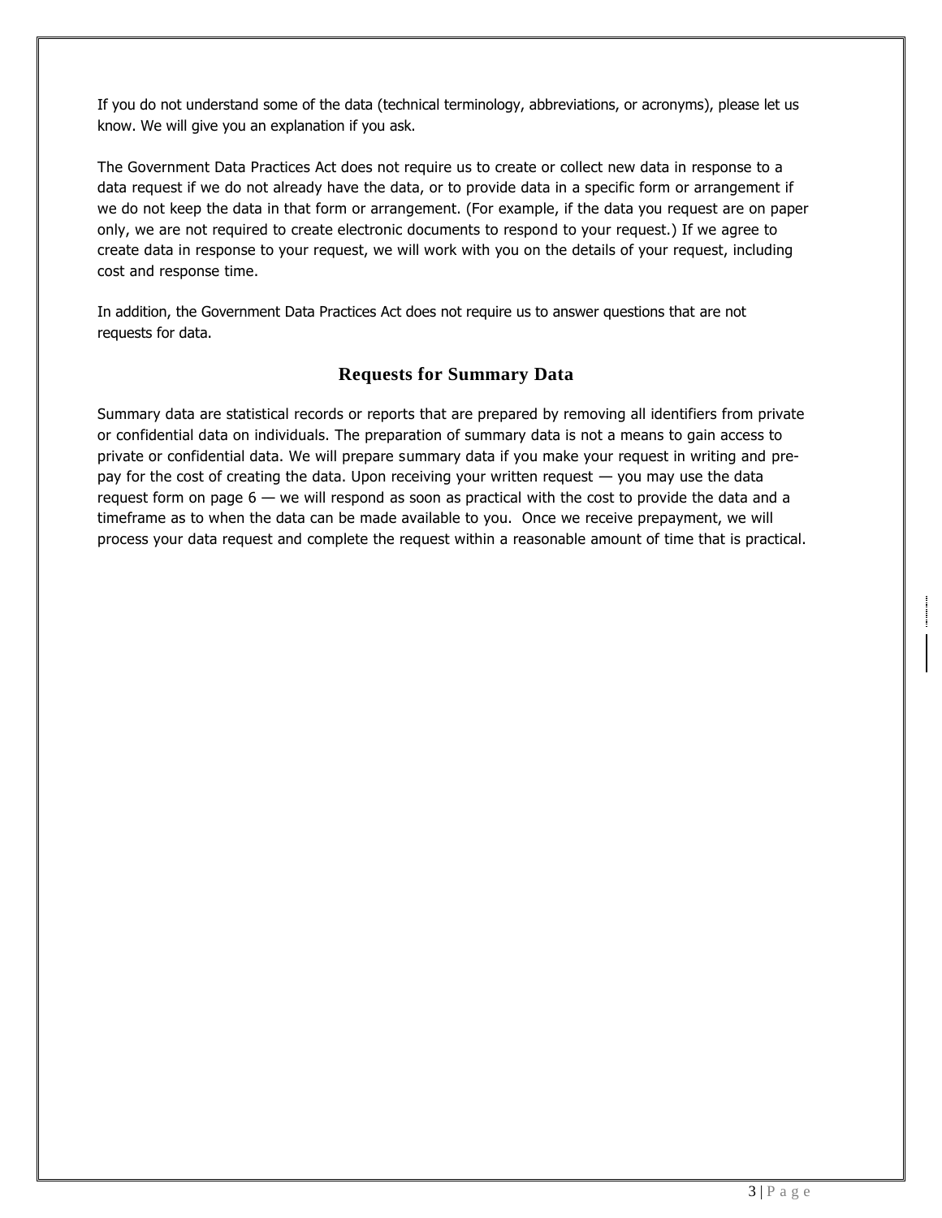If you do not understand some of the data (technical terminology, abbreviations, or acronyms), please let us know. We will give you an explanation if you ask.

The Government Data Practices Act does not require us to create or collect new data in response to a data request if we do not already have the data, or to provide data in a specific form or arrangement if we do not keep the data in that form or arrangement. (For example, if the data you request are on paper only, we are not required to create electronic documents to respond to your request.) If we agree to create data in response to your request, we will work with you on the details of your request, including cost and response time.

In addition, the Government Data Practices Act does not require us to answer questions that are not requests for data.

## Requests for Summary Data

Summary data are statistical records or reports that are prepared by removing all identifiers from private or confidential data on individuals. The preparation of summary data is not a means to gain access to private or confidential data. We will prepare summary data if you make your request in writing and pre-pay for the cost of creating the data. Upon receiving your written request — you may use the data request form on page 6 — we will respond as soon as practical with the cost to provide the data and a timeframe as to when the data can be made available to you. Once we receive prepayment, we will process your data request and complete the request within a reasonable amount of time that is practical.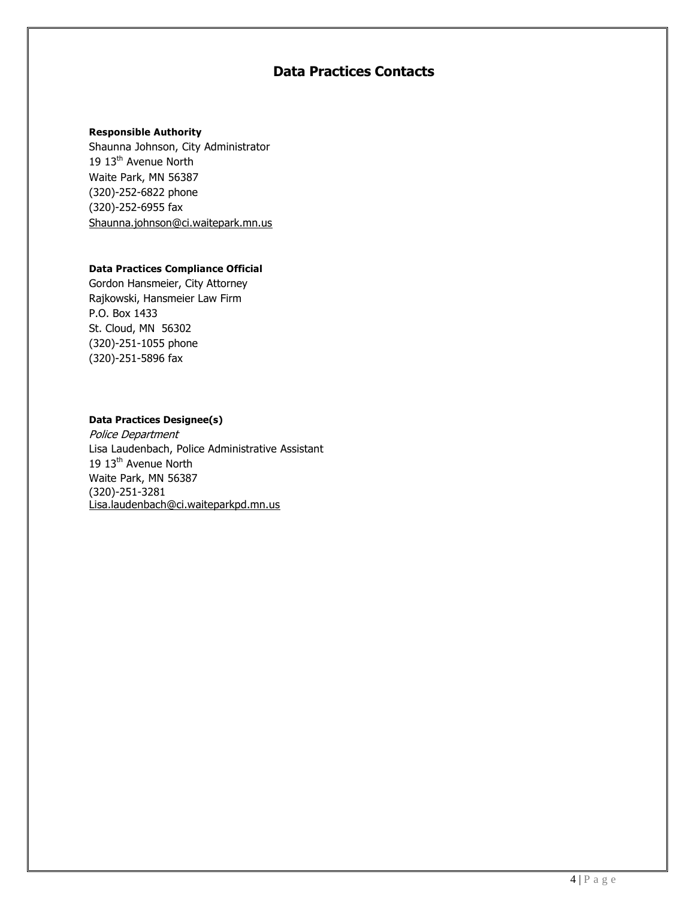## Data Practices Contacts

**Responsible Authority**
Shaunna Johnson, City Administrator
19 13th Avenue North
Waite Park, MN 56387
(320)-252-6822 phone
(320)-252-6955 fax
Shaunna.johnson@ci.waitepark.mn.us

**Data Practices Compliance Official**
Gordon Hansmeier, City Attorney
Rajkowski, Hansmeier Law Firm
P.O. Box 1433
St. Cloud, MN 56302
(320)-251-1055 phone
(320)-251-5896 fax

**Data Practices Designee(s)**
*Police Department*
Lisa Laudenbach, Police Administrative Assistant
19 13th Avenue North
Waite Park, MN 56387
(320)-251-3281
Lisa.laudenbach@ci.waiteparkpd.mn.us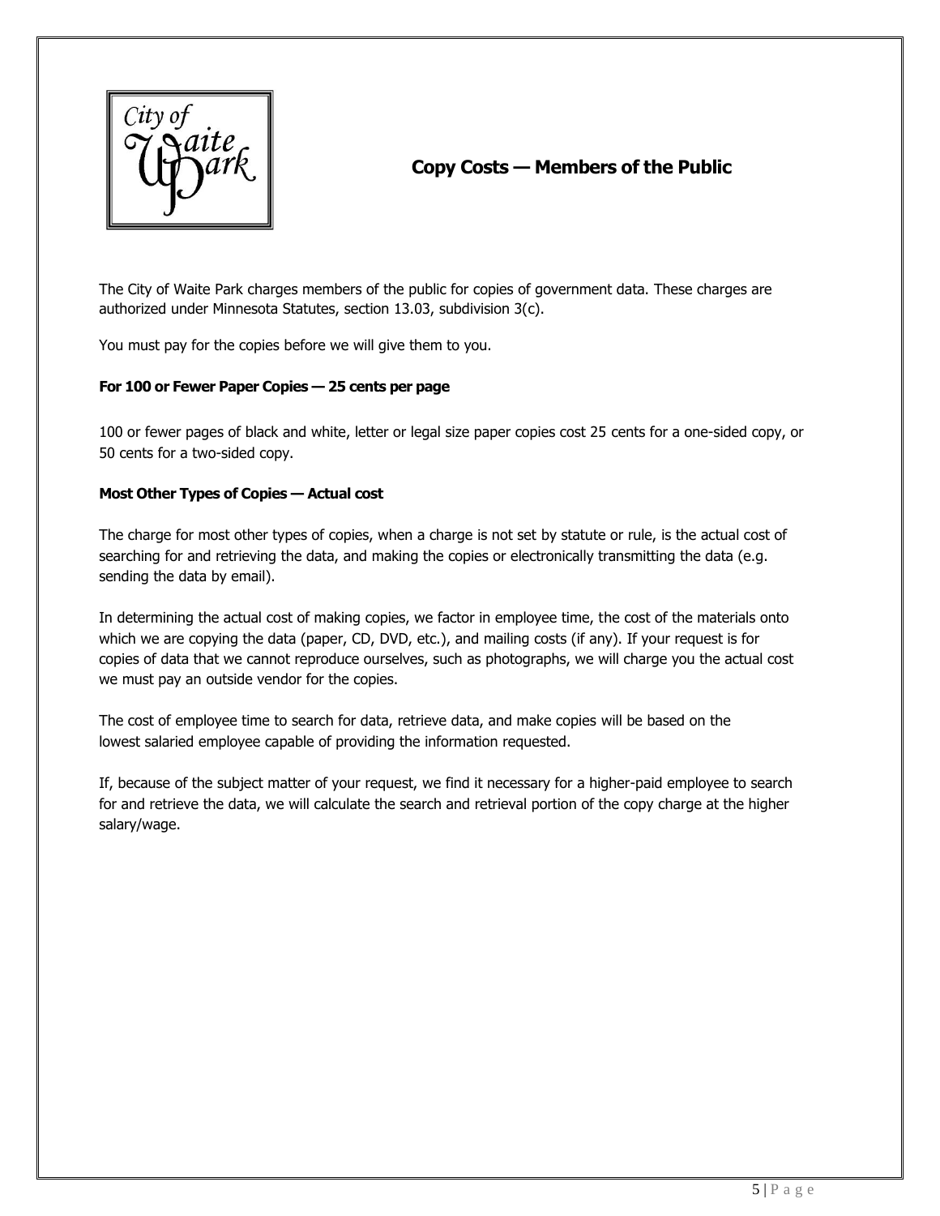# Copy Costs — Members of the Public

The City of Waite Park charges members of the public for copies of government data. These charges are authorized under Minnesota Statutes, section 13.03, subdivision 3(c).

You must pay for the copies before we will give them to you.

**For 100 or Fewer Paper Copies — 25 cents per page**

100 or fewer pages of black and white, letter or legal size paper copies cost 25 cents for a one-sided copy, or 50 cents for a two-sided copy.

**Most Other Types of Copies — Actual cost**

The charge for most other types of copies, when a charge is not set by statute or rule, is the actual cost of searching for and retrieving the data, and making the copies or electronically transmitting the data (e.g. sending the data by email).

In determining the actual cost of making copies, we factor in employee time, the cost of the materials onto which we are copying the data (paper, CD, DVD, etc.), and mailing costs (if any). If your request is for copies of data that we cannot reproduce ourselves, such as photographs, we will charge you the actual cost we must pay an outside vendor for the copies.

The cost of employee time to search for data, retrieve data, and make copies will be based on the lowest salaried employee capable of providing the information requested.

If, because of the subject matter of your request, we find it necessary for a higher-paid employee to search for and retrieve the data, we will calculate the search and retrieval portion of the copy charge at the higher salary/wage.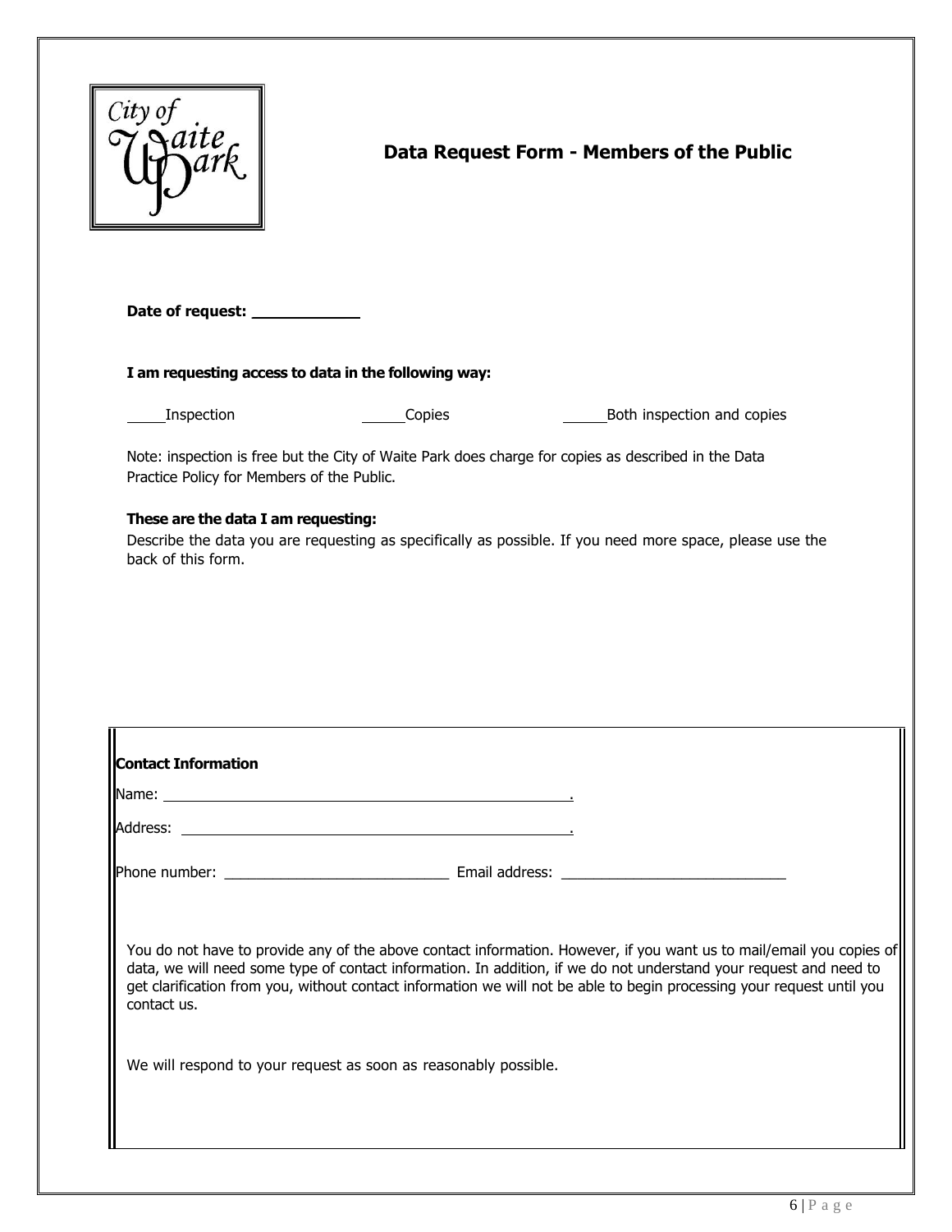City of Waite Park

# Data Request Form - Members of the Public

**Date of request:** ____________

**I am requesting access to data in the following way:**

_____Inspection _____Copies _____Both inspection and copies

Note: inspection is free but the City of Waite Park does charge for copies as described in the Data Practice Policy for Members of the Public.

**These are the data I am requesting:**

Describe the data you are requesting as specifically as possible. If you need more space, please use the back of this form.

**Contact Information**

Name: ____________________________________________________.

Address: __________________________________________________.

Phone number: ____________________________ Email address: ____________________________

You do not have to provide any of the above contact information. However, if you want us to mail/email you copies of data, we will need some type of contact information. In addition, if we do not understand your request and need to get clarification from you, without contact information we will not be able to begin processing your request until you contact us.

We will respond to your request as soon as reasonably possible.